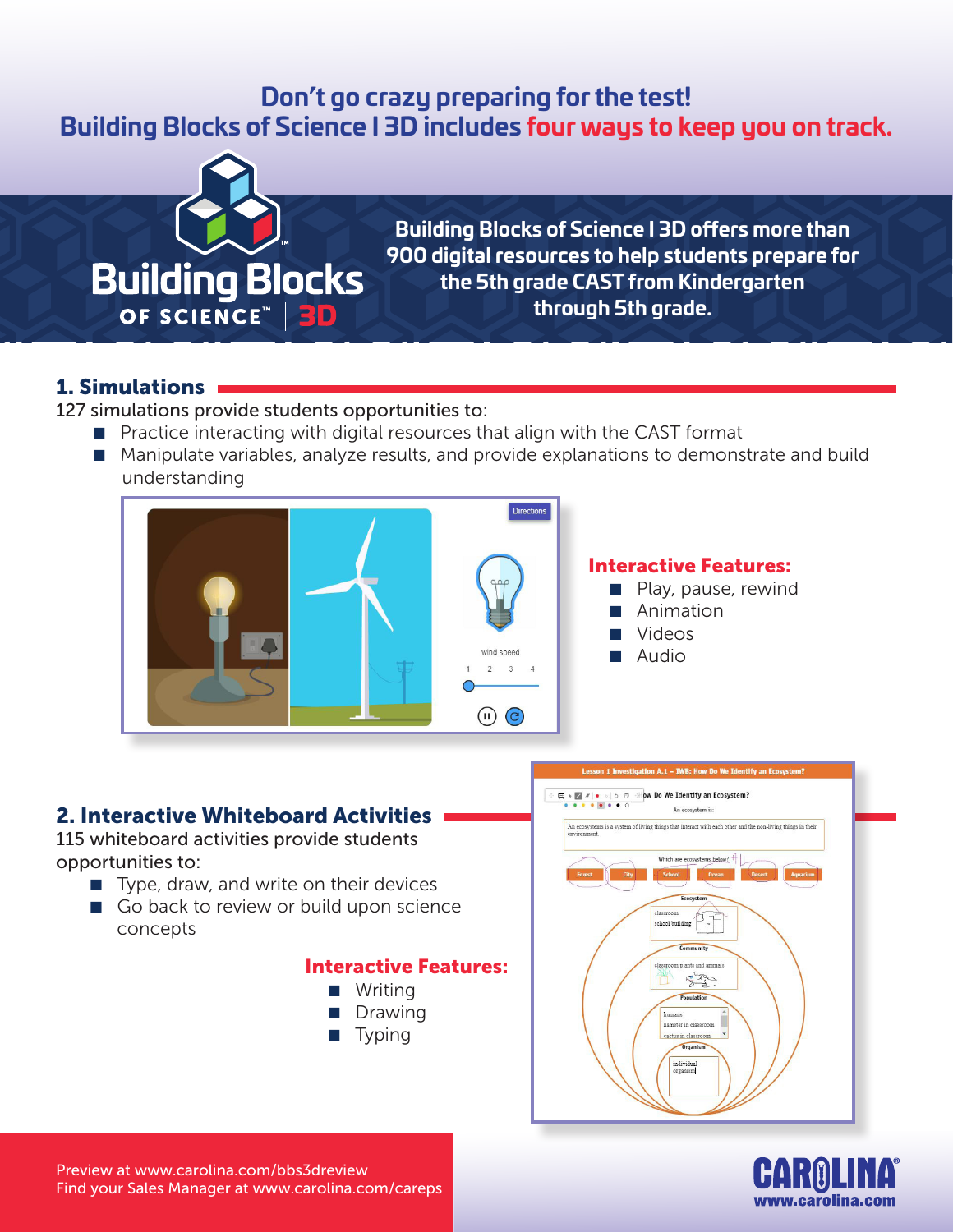# Don't go crazy preparing for the test!
## Building Blocks of Science I 3D includes four ways to keep you on track.

Building Blocks OF SCIENCE™ | 3D

**Building Blocks of Science I 3D offers more than 900 digital resources to help students prepare for the 5th grade CAST from Kindergarten through 5th grade.**

## 1. Simulations

127 simulations provide students opportunities to:

- Practice interacting with digital resources that align with the CAST format
- Manipulate variables, analyze results, and provide explanations to demonstrate and build understanding

### Interactive Features:

- Play, pause, rewind
- Animation
- Videos
- Audio

## 2. Interactive Whiteboard Activities

115 whiteboard activities provide students opportunities to:

- Type, draw, and write on their devices
- Go back to review or build upon science concepts

### Interactive Features:

- Writing
- Drawing
- Typing

Preview at www.carolina.com/bbs3dreview
Find your Sales Manager at www.carolina.com/careps

CAROLINA®
www.carolina.com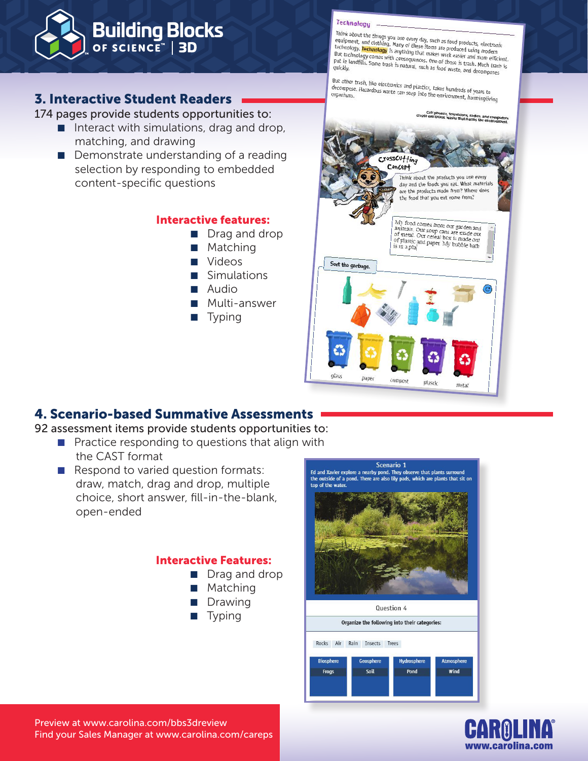## 3. Interactive Student Readers

174 pages provide students opportunities to:

- Interact with simulations, drag and drop, matching, and drawing
- Demonstrate understanding of a reading selection by responding to embedded content-specific questions

**Interactive features:**

- Drag and drop
- Matching
- Videos
- Simulations
- Audio
- Multi-answer
- Typing

## 4. Scenario-based Summative Assessments

92 assessment items provide students opportunities to:

- Practice responding to questions that align with the CAST format
- Respond to varied question formats: draw, match, drag and drop, multiple choice, short answer, fill-in-the-blank, open-ended

**Interactive Features:**

- Drag and drop
- Matching
- Drawing
- Typing

Preview at www.carolina.com/bbs3dreview
Find your Sales Manager at www.carolina.com/careps

www.carolina.com